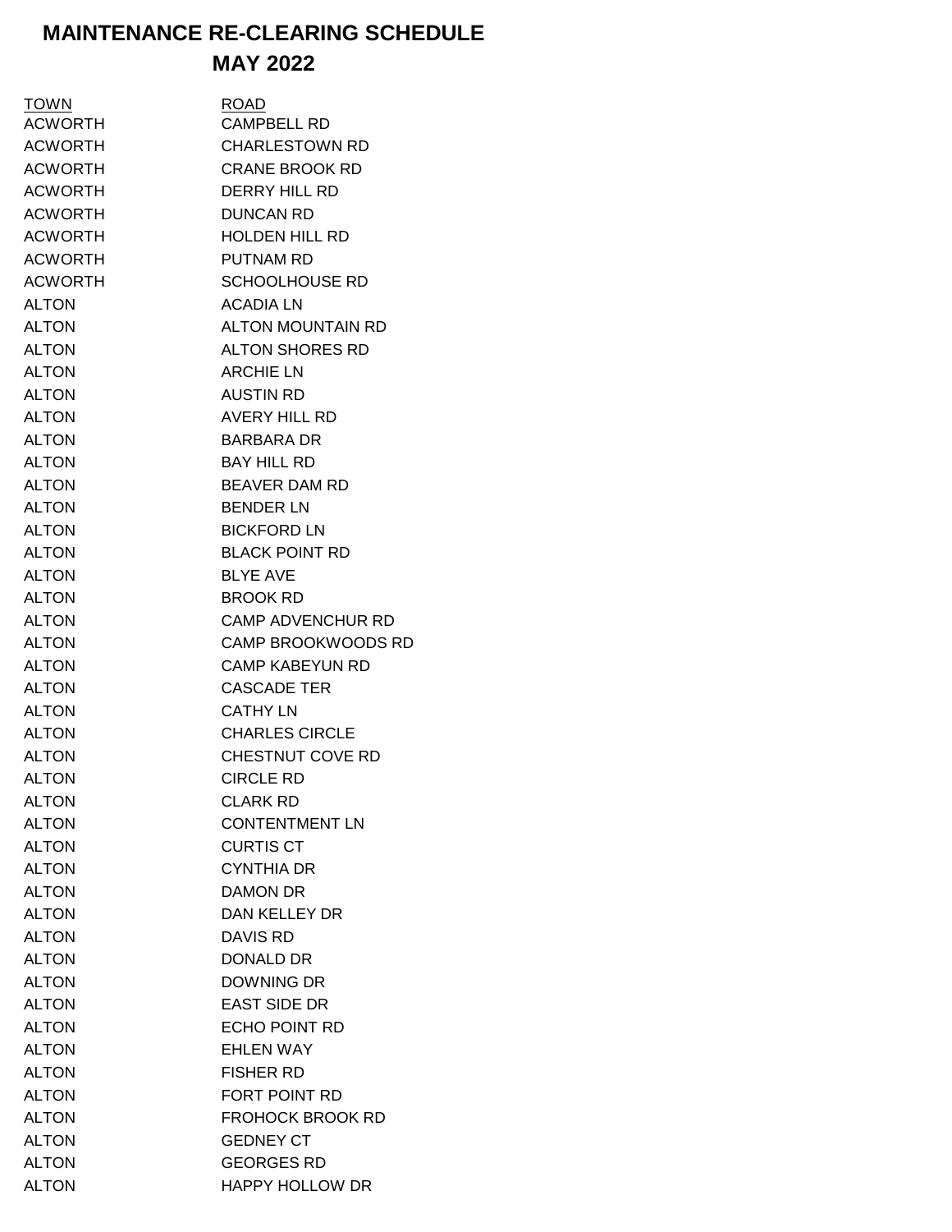# MAINTENANCE RE-CLEARING SCHEDULE
## MAY 2022

| TOWN | ROAD |
| --- | --- |
| ACWORTH | CAMPBELL RD |
| ACWORTH | CHARLESTOWN RD |
| ACWORTH | CRANE BROOK RD |
| ACWORTH | DERRY HILL RD |
| ACWORTH | DUNCAN RD |
| ACWORTH | HOLDEN HILL RD |
| ACWORTH | PUTNAM RD |
| ACWORTH | SCHOOLHOUSE RD |
| ALTON | ACADIA LN |
| ALTON | ALTON MOUNTAIN RD |
| ALTON | ALTON SHORES RD |
| ALTON | ARCHIE LN |
| ALTON | AUSTIN RD |
| ALTON | AVERY HILL RD |
| ALTON | BARBARA DR |
| ALTON | BAY HILL RD |
| ALTON | BEAVER DAM RD |
| ALTON | BENDER LN |
| ALTON | BICKFORD LN |
| ALTON | BLACK POINT RD |
| ALTON | BLYE AVE |
| ALTON | BROOK RD |
| ALTON | CAMP ADVENCHUR RD |
| ALTON | CAMP BROOKWOODS RD |
| ALTON | CAMP KABEYUN RD |
| ALTON | CASCADE TER |
| ALTON | CATHY LN |
| ALTON | CHARLES CIRCLE |
| ALTON | CHESTNUT COVE RD |
| ALTON | CIRCLE RD |
| ALTON | CLARK RD |
| ALTON | CONTENTMENT LN |
| ALTON | CURTIS CT |
| ALTON | CYNTHIA DR |
| ALTON | DAMON DR |
| ALTON | DAN KELLEY DR |
| ALTON | DAVIS RD |
| ALTON | DONALD DR |
| ALTON | DOWNING DR |
| ALTON | EAST SIDE DR |
| ALTON | ECHO POINT RD |
| ALTON | EHLEN WAY |
| ALTON | FISHER RD |
| ALTON | FORT POINT RD |
| ALTON | FROHOCK BROOK RD |
| ALTON | GEDNEY CT |
| ALTON | GEORGES RD |
| ALTON | HAPPY HOLLOW DR |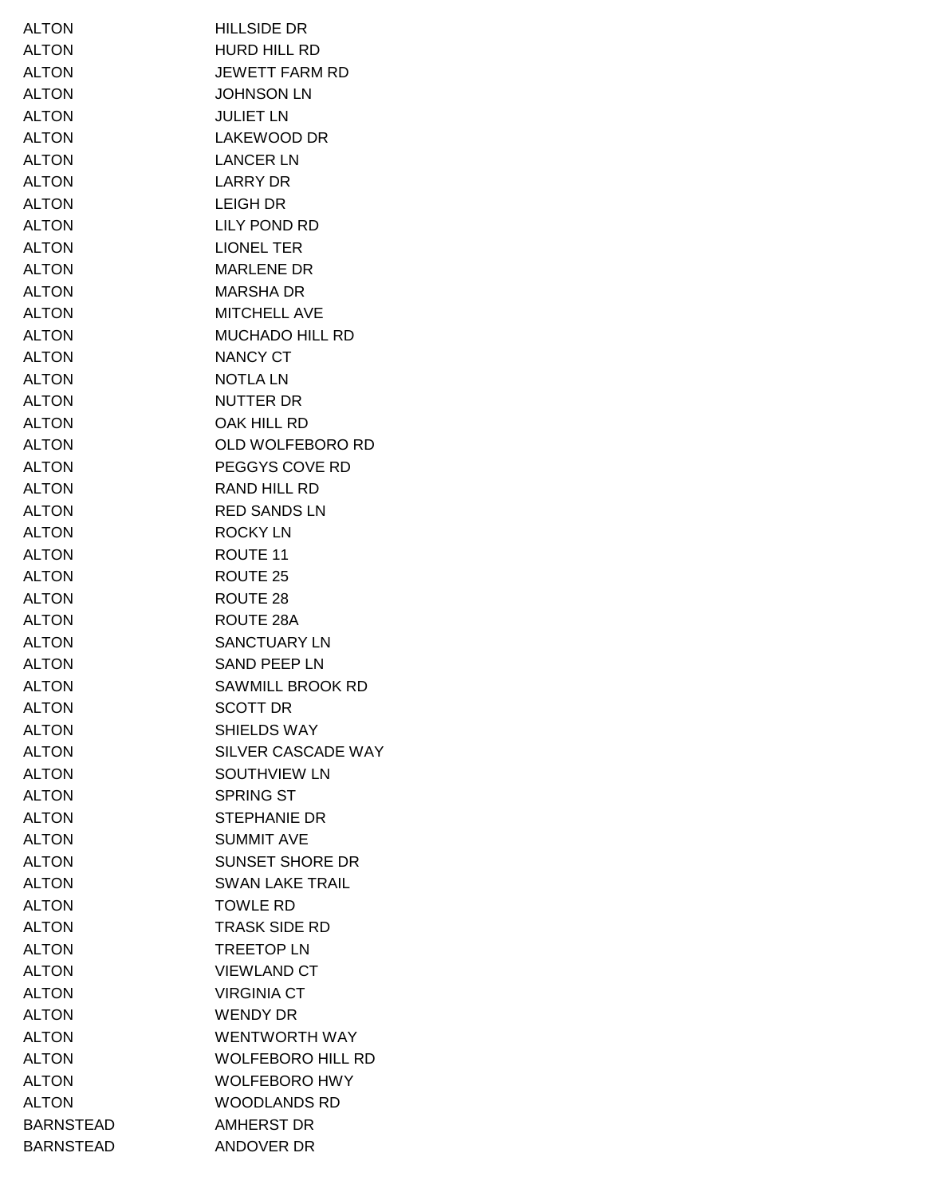| | |
|---|---|
| ALTON | HILLSIDE DR |
| ALTON | HURD HILL RD |
| ALTON | JEWETT FARM RD |
| ALTON | JOHNSON LN |
| ALTON | JULIET LN |
| ALTON | LAKEWOOD DR |
| ALTON | LANCER LN |
| ALTON | LARRY DR |
| ALTON | LEIGH DR |
| ALTON | LILY POND RD |
| ALTON | LIONEL TER |
| ALTON | MARLENE DR |
| ALTON | MARSHA DR |
| ALTON | MITCHELL AVE |
| ALTON | MUCHADO HILL RD |
| ALTON | NANCY CT |
| ALTON | NOTLA LN |
| ALTON | NUTTER DR |
| ALTON | OAK HILL RD |
| ALTON | OLD WOLFEBORO RD |
| ALTON | PEGGYS COVE RD |
| ALTON | RAND HILL RD |
| ALTON | RED SANDS LN |
| ALTON | ROCKY LN |
| ALTON | ROUTE 11 |
| ALTON | ROUTE 25 |
| ALTON | ROUTE 28 |
| ALTON | ROUTE 28A |
| ALTON | SANCTUARY LN |
| ALTON | SAND PEEP LN |
| ALTON | SAWMILL BROOK RD |
| ALTON | SCOTT DR |
| ALTON | SHIELDS WAY |
| ALTON | SILVER CASCADE WAY |
| ALTON | SOUTHVIEW LN |
| ALTON | SPRING ST |
| ALTON | STEPHANIE DR |
| ALTON | SUMMIT AVE |
| ALTON | SUNSET SHORE DR |
| ALTON | SWAN LAKE TRAIL |
| ALTON | TOWLE RD |
| ALTON | TRASK SIDE RD |
| ALTON | TREETOP LN |
| ALTON | VIEWLAND CT |
| ALTON | VIRGINIA CT |
| ALTON | WENDY DR |
| ALTON | WENTWORTH WAY |
| ALTON | WOLFEBORO HILL RD |
| ALTON | WOLFEBORO HWY |
| ALTON | WOODLANDS RD |
| BARNSTEAD | AMHERST DR |
| BARNSTEAD | ANDOVER DR |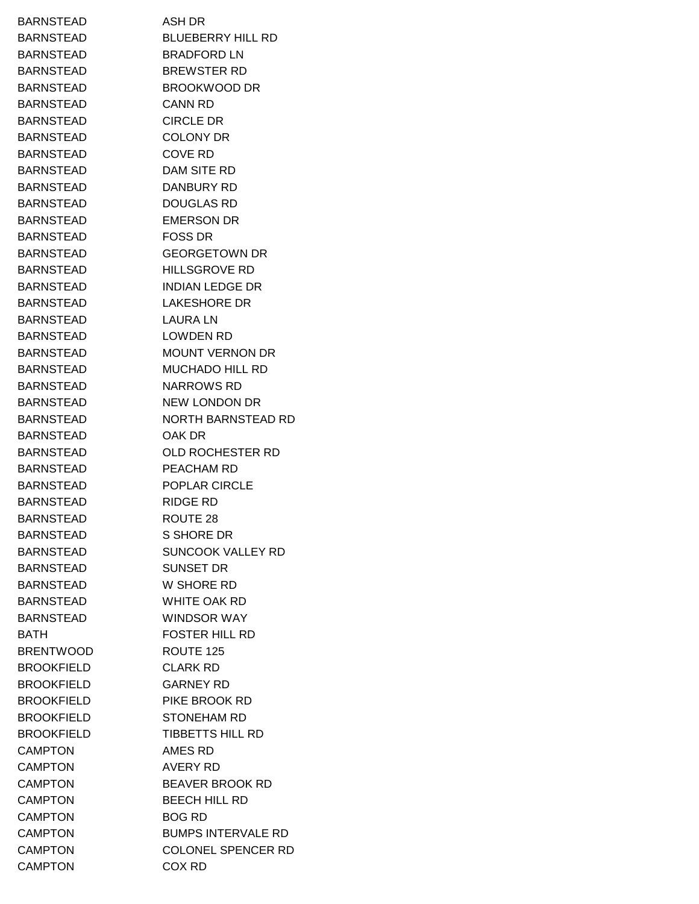| | |
|---|---|
| BARNSTEAD | ASH DR |
| BARNSTEAD | BLUEBERRY HILL RD |
| BARNSTEAD | BRADFORD LN |
| BARNSTEAD | BREWSTER RD |
| BARNSTEAD | BROOKWOOD DR |
| BARNSTEAD | CANN RD |
| BARNSTEAD | CIRCLE DR |
| BARNSTEAD | COLONY DR |
| BARNSTEAD | COVE RD |
| BARNSTEAD | DAM SITE RD |
| BARNSTEAD | DANBURY RD |
| BARNSTEAD | DOUGLAS RD |
| BARNSTEAD | EMERSON DR |
| BARNSTEAD | FOSS DR |
| BARNSTEAD | GEORGETOWN DR |
| BARNSTEAD | HILLSGROVE RD |
| BARNSTEAD | INDIAN LEDGE DR |
| BARNSTEAD | LAKESHORE DR |
| BARNSTEAD | LAURA LN |
| BARNSTEAD | LOWDEN RD |
| BARNSTEAD | MOUNT VERNON DR |
| BARNSTEAD | MUCHADO HILL RD |
| BARNSTEAD | NARROWS RD |
| BARNSTEAD | NEW LONDON DR |
| BARNSTEAD | NORTH BARNSTEAD RD |
| BARNSTEAD | OAK DR |
| BARNSTEAD | OLD ROCHESTER RD |
| BARNSTEAD | PEACHAM RD |
| BARNSTEAD | POPLAR CIRCLE |
| BARNSTEAD | RIDGE RD |
| BARNSTEAD | ROUTE 28 |
| BARNSTEAD | S SHORE DR |
| BARNSTEAD | SUNCOOK VALLEY RD |
| BARNSTEAD | SUNSET DR |
| BARNSTEAD | W SHORE RD |
| BARNSTEAD | WHITE OAK RD |
| BARNSTEAD | WINDSOR WAY |
| BATH | FOSTER HILL RD |
| BRENTWOOD | ROUTE 125 |
| BROOKFIELD | CLARK RD |
| BROOKFIELD | GARNEY RD |
| BROOKFIELD | PIKE BROOK RD |
| BROOKFIELD | STONEHAM RD |
| BROOKFIELD | TIBBETTS HILL RD |
| CAMPTON | AMES RD |
| CAMPTON | AVERY RD |
| CAMPTON | BEAVER BROOK RD |
| CAMPTON | BEECH HILL RD |
| CAMPTON | BOG RD |
| CAMPTON | BUMPS INTERVALE RD |
| CAMPTON | COLONEL SPENCER RD |
| CAMPTON | COX RD |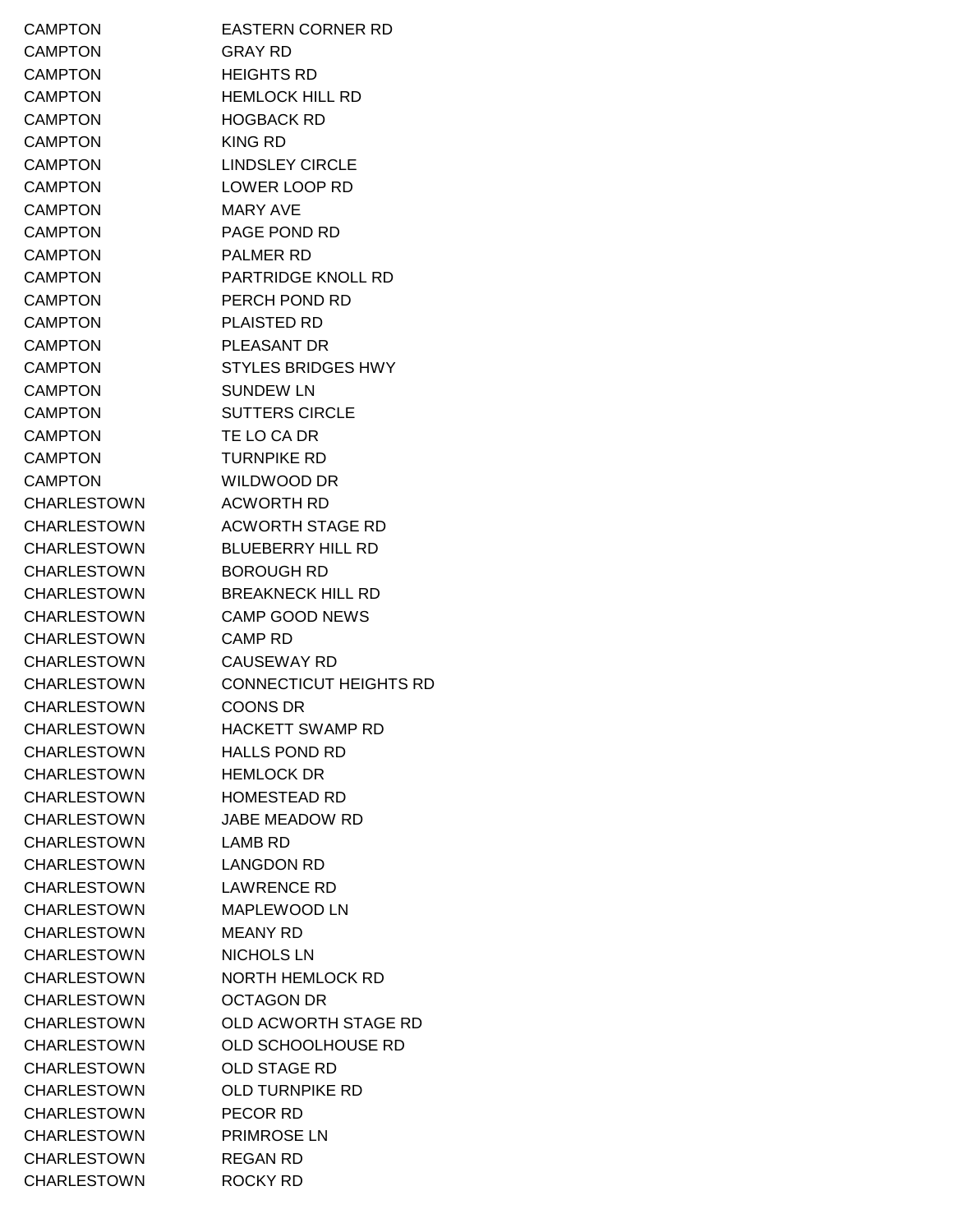| | |
|---|---|
| CAMPTON | EASTERN CORNER RD |
| CAMPTON | GRAY RD |
| CAMPTON | HEIGHTS RD |
| CAMPTON | HEMLOCK HILL RD |
| CAMPTON | HOGBACK RD |
| CAMPTON | KING RD |
| CAMPTON | LINDSLEY CIRCLE |
| CAMPTON | LOWER LOOP RD |
| CAMPTON | MARY AVE |
| CAMPTON | PAGE POND RD |
| CAMPTON | PALMER RD |
| CAMPTON | PARTRIDGE KNOLL RD |
| CAMPTON | PERCH POND RD |
| CAMPTON | PLAISTED RD |
| CAMPTON | PLEASANT DR |
| CAMPTON | STYLES BRIDGES HWY |
| CAMPTON | SUNDEW LN |
| CAMPTON | SUTTERS CIRCLE |
| CAMPTON | TE LO CA DR |
| CAMPTON | TURNPIKE RD |
| CAMPTON | WILDWOOD DR |
| CHARLESTOWN | ACWORTH RD |
| CHARLESTOWN | ACWORTH STAGE RD |
| CHARLESTOWN | BLUEBERRY HILL RD |
| CHARLESTOWN | BOROUGH RD |
| CHARLESTOWN | BREAKNECK HILL RD |
| CHARLESTOWN | CAMP GOOD NEWS |
| CHARLESTOWN | CAMP RD |
| CHARLESTOWN | CAUSEWAY RD |
| CHARLESTOWN | CONNECTICUT HEIGHTS RD |
| CHARLESTOWN | COONS DR |
| CHARLESTOWN | HACKETT SWAMP RD |
| CHARLESTOWN | HALLS POND RD |
| CHARLESTOWN | HEMLOCK DR |
| CHARLESTOWN | HOMESTEAD RD |
| CHARLESTOWN | JABE MEADOW RD |
| CHARLESTOWN | LAMB RD |
| CHARLESTOWN | LANGDON RD |
| CHARLESTOWN | LAWRENCE RD |
| CHARLESTOWN | MAPLEWOOD LN |
| CHARLESTOWN | MEANY RD |
| CHARLESTOWN | NICHOLS LN |
| CHARLESTOWN | NORTH HEMLOCK RD |
| CHARLESTOWN | OCTAGON DR |
| CHARLESTOWN | OLD ACWORTH STAGE RD |
| CHARLESTOWN | OLD SCHOOLHOUSE RD |
| CHARLESTOWN | OLD STAGE RD |
| CHARLESTOWN | OLD TURNPIKE RD |
| CHARLESTOWN | PECOR RD |
| CHARLESTOWN | PRIMROSE LN |
| CHARLESTOWN | REGAN RD |
| CHARLESTOWN | ROCKY RD |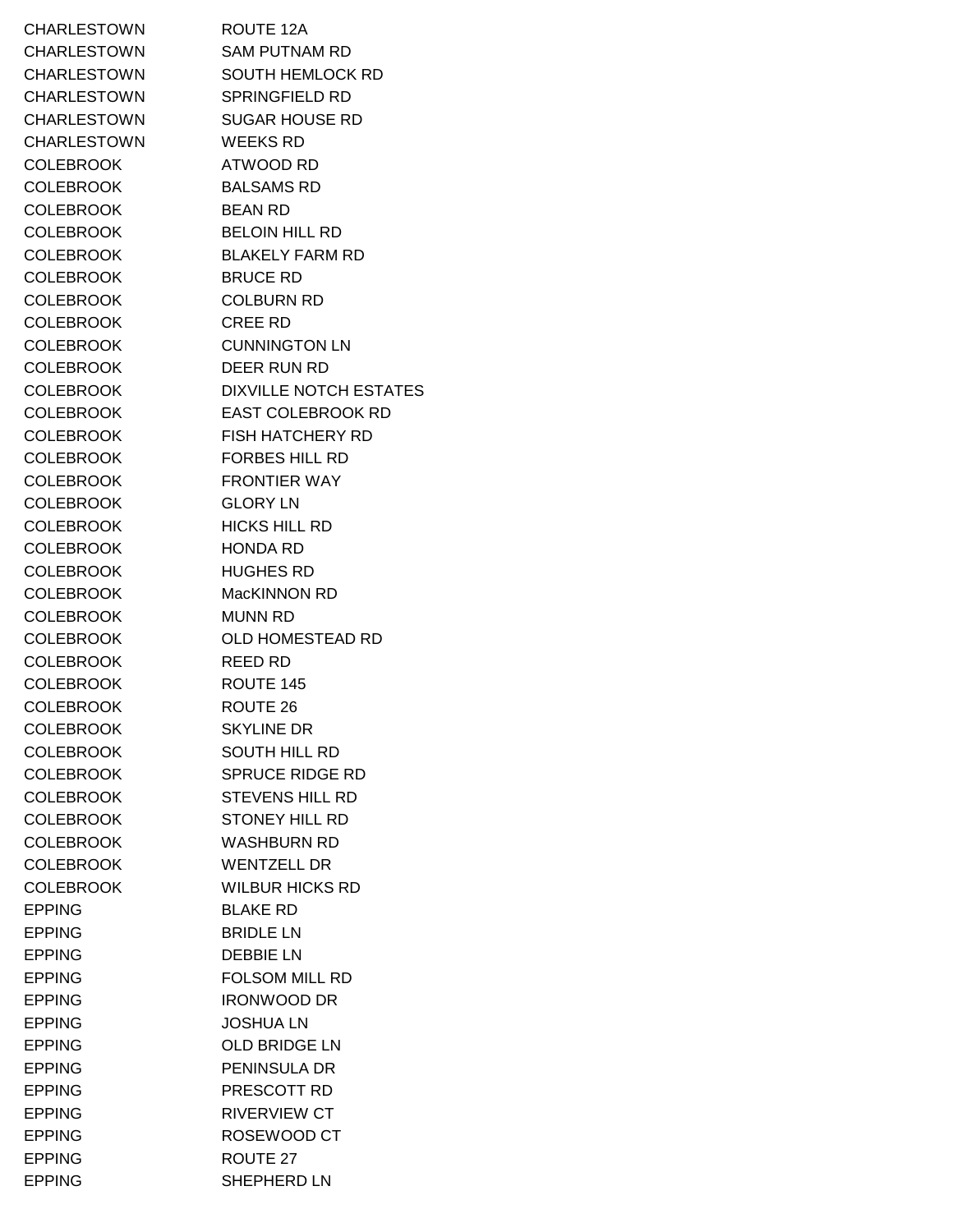| | |
|---|---|
| CHARLESTOWN | ROUTE 12A |
| CHARLESTOWN | SAM PUTNAM RD |
| CHARLESTOWN | SOUTH HEMLOCK RD |
| CHARLESTOWN | SPRINGFIELD RD |
| CHARLESTOWN | SUGAR HOUSE RD |
| CHARLESTOWN | WEEKS RD |
| COLEBROOK | ATWOOD RD |
| COLEBROOK | BALSAMS RD |
| COLEBROOK | BEAN RD |
| COLEBROOK | BELOIN HILL RD |
| COLEBROOK | BLAKELY FARM RD |
| COLEBROOK | BRUCE RD |
| COLEBROOK | COLBURN RD |
| COLEBROOK | CREE RD |
| COLEBROOK | CUNNINGTON LN |
| COLEBROOK | DEER RUN RD |
| COLEBROOK | DIXVILLE NOTCH ESTATES |
| COLEBROOK | EAST COLEBROOK RD |
| COLEBROOK | FISH HATCHERY RD |
| COLEBROOK | FORBES HILL RD |
| COLEBROOK | FRONTIER WAY |
| COLEBROOK | GLORY LN |
| COLEBROOK | HICKS HILL RD |
| COLEBROOK | HONDA RD |
| COLEBROOK | HUGHES RD |
| COLEBROOK | MacKINNON RD |
| COLEBROOK | MUNN RD |
| COLEBROOK | OLD HOMESTEAD RD |
| COLEBROOK | REED RD |
| COLEBROOK | ROUTE 145 |
| COLEBROOK | ROUTE 26 |
| COLEBROOK | SKYLINE DR |
| COLEBROOK | SOUTH HILL RD |
| COLEBROOK | SPRUCE RIDGE RD |
| COLEBROOK | STEVENS HILL RD |
| COLEBROOK | STONEY HILL RD |
| COLEBROOK | WASHBURN RD |
| COLEBROOK | WENTZELL DR |
| COLEBROOK | WILBUR HICKS RD |
| EPPING | BLAKE RD |
| EPPING | BRIDLE LN |
| EPPING | DEBBIE LN |
| EPPING | FOLSOM MILL RD |
| EPPING | IRONWOOD DR |
| EPPING | JOSHUA LN |
| EPPING | OLD BRIDGE LN |
| EPPING | PENINSULA DR |
| EPPING | PRESCOTT RD |
| EPPING | RIVERVIEW CT |
| EPPING | ROSEWOOD CT |
| EPPING | ROUTE 27 |
| EPPING | SHEPHERD LN |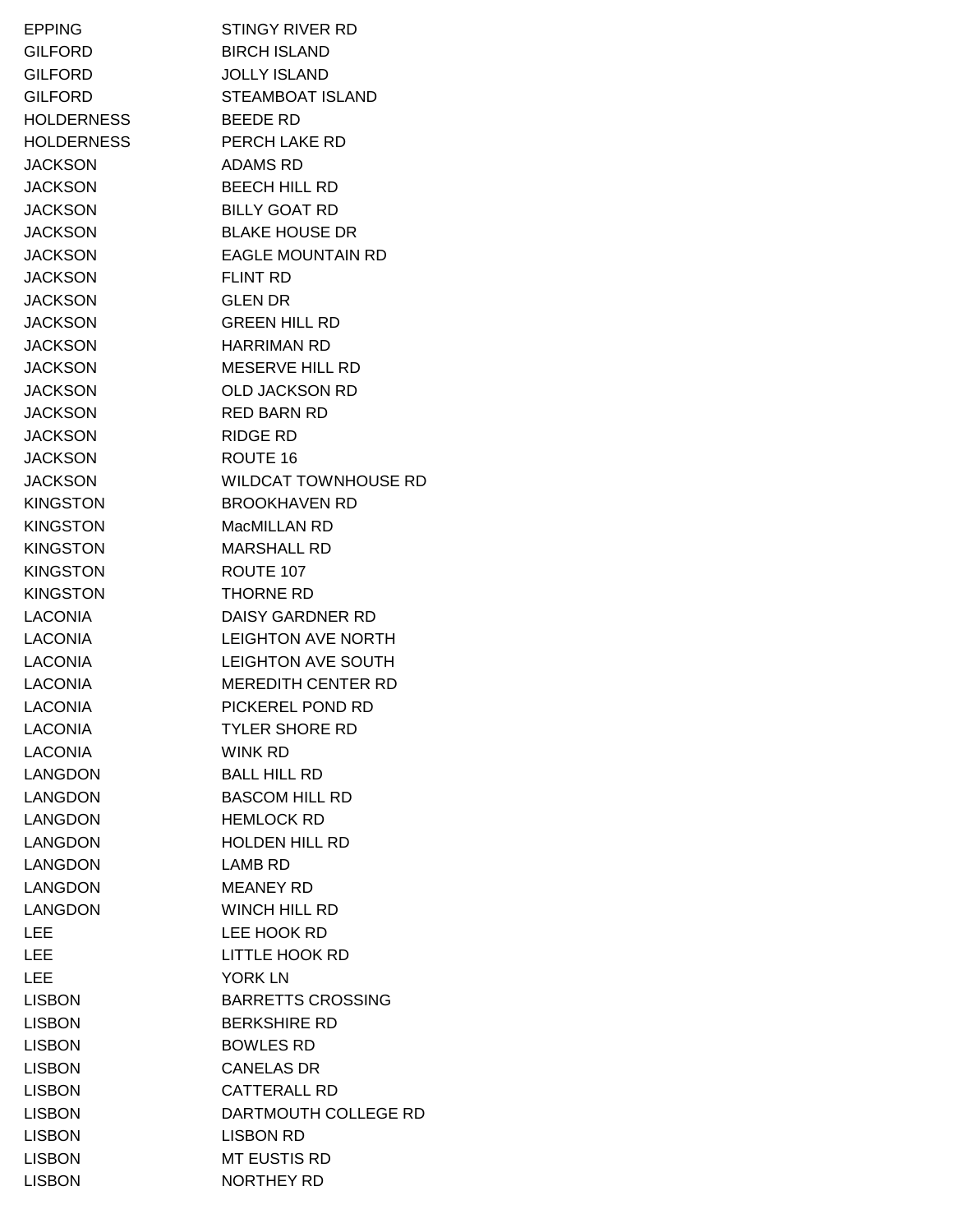| | |
|---|---|
| EPPING | STINGY RIVER RD |
| GILFORD | BIRCH ISLAND |
| GILFORD | JOLLY ISLAND |
| GILFORD | STEAMBOAT ISLAND |
| HOLDERNESS | BEEDE RD |
| HOLDERNESS | PERCH LAKE RD |
| JACKSON | ADAMS RD |
| JACKSON | BEECH HILL RD |
| JACKSON | BILLY GOAT RD |
| JACKSON | BLAKE HOUSE DR |
| JACKSON | EAGLE MOUNTAIN RD |
| JACKSON | FLINT RD |
| JACKSON | GLEN DR |
| JACKSON | GREEN HILL RD |
| JACKSON | HARRIMAN RD |
| JACKSON | MESERVE HILL RD |
| JACKSON | OLD JACKSON RD |
| JACKSON | RED BARN RD |
| JACKSON | RIDGE RD |
| JACKSON | ROUTE 16 |
| JACKSON | WILDCAT TOWNHOUSE RD |
| KINGSTON | BROOKHAVEN RD |
| KINGSTON | MacMILLAN RD |
| KINGSTON | MARSHALL RD |
| KINGSTON | ROUTE 107 |
| KINGSTON | THORNE RD |
| LACONIA | DAISY GARDNER RD |
| LACONIA | LEIGHTON AVE NORTH |
| LACONIA | LEIGHTON AVE SOUTH |
| LACONIA | MEREDITH CENTER RD |
| LACONIA | PICKEREL POND RD |
| LACONIA | TYLER SHORE RD |
| LACONIA | WINK RD |
| LANGDON | BALL HILL RD |
| LANGDON | BASCOM HILL RD |
| LANGDON | HEMLOCK RD |
| LANGDON | HOLDEN HILL RD |
| LANGDON | LAMB RD |
| LANGDON | MEANEY RD |
| LANGDON | WINCH HILL RD |
| LEE | LEE HOOK RD |
| LEE | LITTLE HOOK RD |
| LEE | YORK LN |
| LISBON | BARRETTS CROSSING |
| LISBON | BERKSHIRE RD |
| LISBON | BOWLES RD |
| LISBON | CANELAS DR |
| LISBON | CATTERALL RD |
| LISBON | DARTMOUTH COLLEGE RD |
| LISBON | LISBON RD |
| LISBON | MT EUSTIS RD |
| LISBON | NORTHEY RD |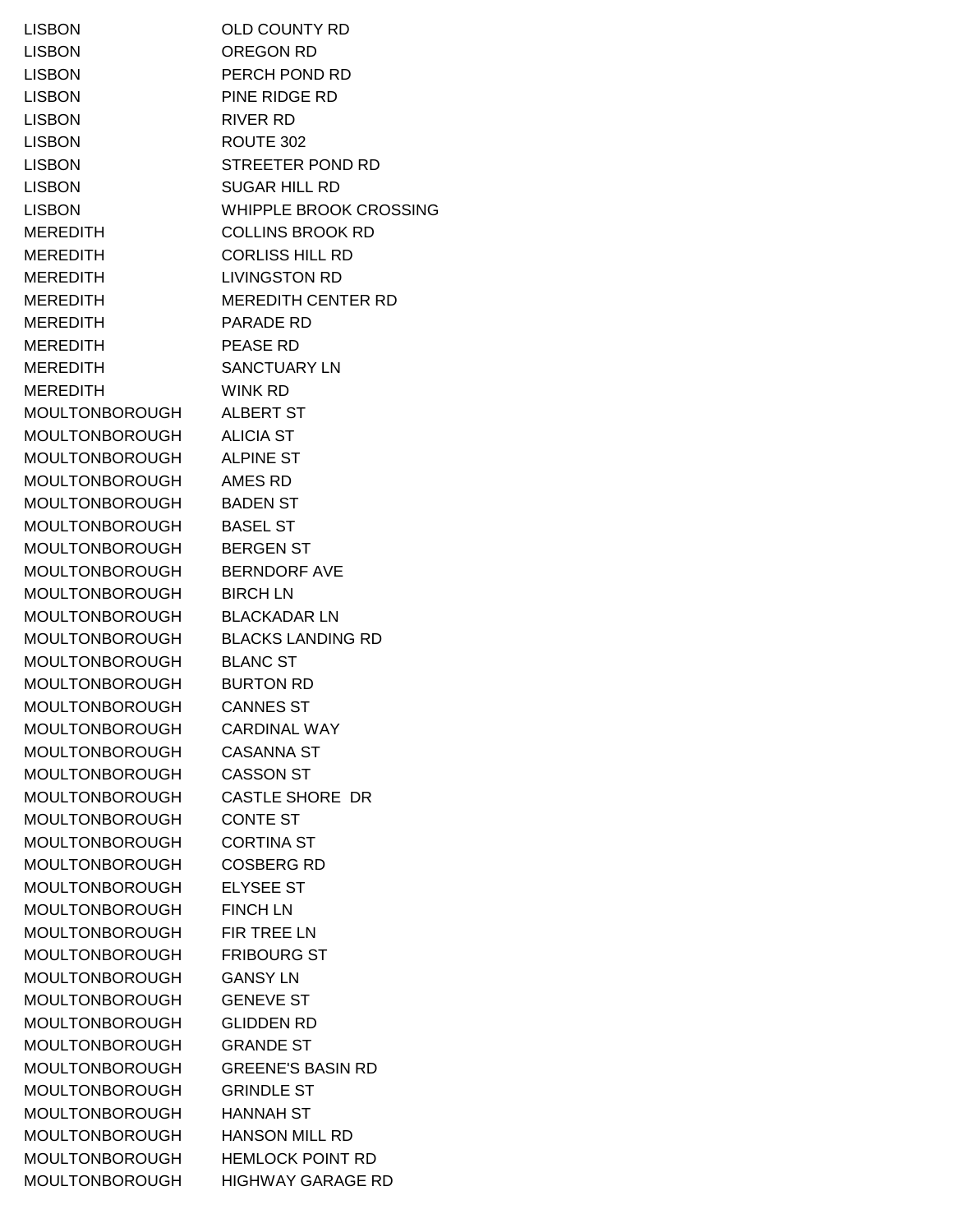| | |
|---|---|
| LISBON | OLD COUNTY RD |
| LISBON | OREGON RD |
| LISBON | PERCH POND RD |
| LISBON | PINE RIDGE RD |
| LISBON | RIVER RD |
| LISBON | ROUTE 302 |
| LISBON | STREETER POND RD |
| LISBON | SUGAR HILL RD |
| LISBON | WHIPPLE BROOK CROSSING |
| MEREDITH | COLLINS BROOK RD |
| MEREDITH | CORLISS HILL RD |
| MEREDITH | LIVINGSTON RD |
| MEREDITH | MEREDITH CENTER RD |
| MEREDITH | PARADE RD |
| MEREDITH | PEASE RD |
| MEREDITH | SANCTUARY LN |
| MEREDITH | WINK RD |
| MOULTONBOROUGH | ALBERT ST |
| MOULTONBOROUGH | ALICIA ST |
| MOULTONBOROUGH | ALPINE ST |
| MOULTONBOROUGH | AMES RD |
| MOULTONBOROUGH | BADEN ST |
| MOULTONBOROUGH | BASEL ST |
| MOULTONBOROUGH | BERGEN ST |
| MOULTONBOROUGH | BERNDORF AVE |
| MOULTONBOROUGH | BIRCH LN |
| MOULTONBOROUGH | BLACKADAR LN |
| MOULTONBOROUGH | BLACKS LANDING RD |
| MOULTONBOROUGH | BLANC ST |
| MOULTONBOROUGH | BURTON RD |
| MOULTONBOROUGH | CANNES ST |
| MOULTONBOROUGH | CARDINAL WAY |
| MOULTONBOROUGH | CASANNA ST |
| MOULTONBOROUGH | CASSON ST |
| MOULTONBOROUGH | CASTLE SHORE DR |
| MOULTONBOROUGH | CONTE ST |
| MOULTONBOROUGH | CORTINA ST |
| MOULTONBOROUGH | COSBERG RD |
| MOULTONBOROUGH | ELYSEE ST |
| MOULTONBOROUGH | FINCH LN |
| MOULTONBOROUGH | FIR TREE LN |
| MOULTONBOROUGH | FRIBOURG ST |
| MOULTONBOROUGH | GANSY LN |
| MOULTONBOROUGH | GENEVE ST |
| MOULTONBOROUGH | GLIDDEN RD |
| MOULTONBOROUGH | GRANDE ST |
| MOULTONBOROUGH | GREENE'S BASIN RD |
| MOULTONBOROUGH | GRINDLE ST |
| MOULTONBOROUGH | HANNAH ST |
| MOULTONBOROUGH | HANSON MILL RD |
| MOULTONBOROUGH | HEMLOCK POINT RD |
| MOULTONBOROUGH | HIGHWAY GARAGE RD |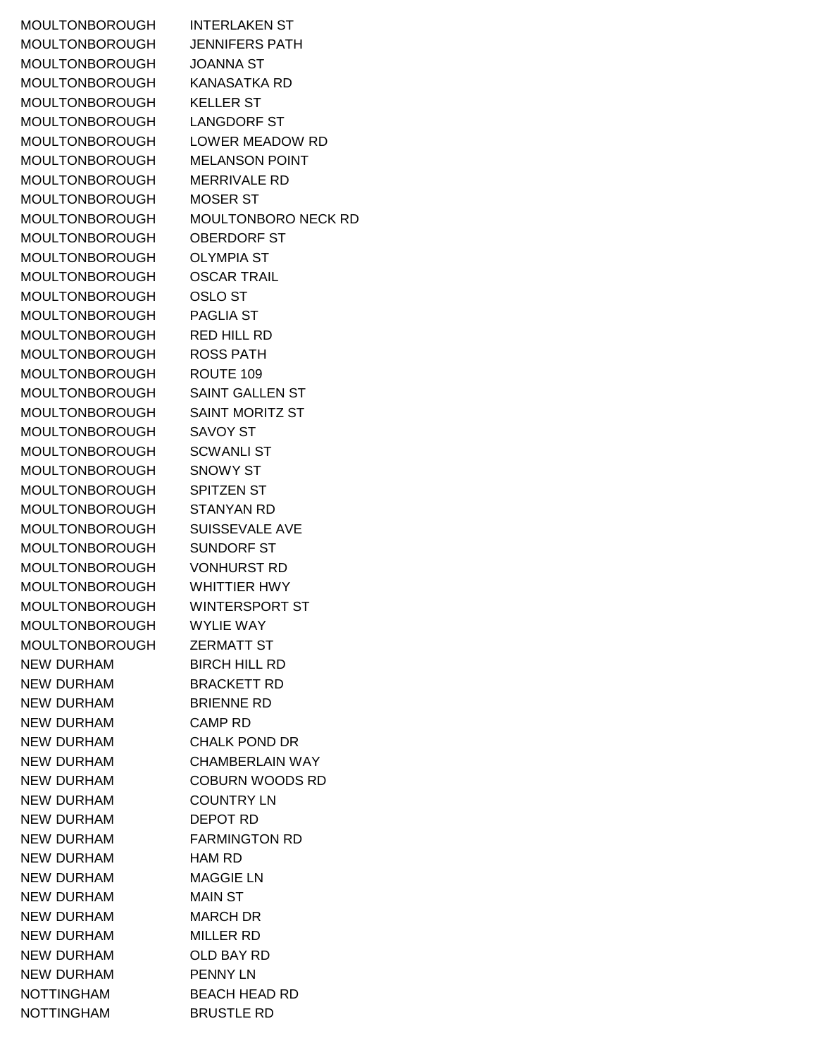| | |
|---|---|
| MOULTONBOROUGH | INTERLAKEN ST |
| MOULTONBOROUGH | JENNIFERS PATH |
| MOULTONBOROUGH | JOANNA ST |
| MOULTONBOROUGH | KANASATKA RD |
| MOULTONBOROUGH | KELLER ST |
| MOULTONBOROUGH | LANGDORF ST |
| MOULTONBOROUGH | LOWER MEADOW RD |
| MOULTONBOROUGH | MELANSON POINT |
| MOULTONBOROUGH | MERRIVALE RD |
| MOULTONBOROUGH | MOSER ST |
| MOULTONBOROUGH | MOULTONBORO NECK RD |
| MOULTONBOROUGH | OBERDORF ST |
| MOULTONBOROUGH | OLYMPIA ST |
| MOULTONBOROUGH | OSCAR TRAIL |
| MOULTONBOROUGH | OSLO ST |
| MOULTONBOROUGH | PAGLIA ST |
| MOULTONBOROUGH | RED HILL RD |
| MOULTONBOROUGH | ROSS PATH |
| MOULTONBOROUGH | ROUTE 109 |
| MOULTONBOROUGH | SAINT GALLEN ST |
| MOULTONBOROUGH | SAINT MORITZ ST |
| MOULTONBOROUGH | SAVOY ST |
| MOULTONBOROUGH | SCWANLI ST |
| MOULTONBOROUGH | SNOWY ST |
| MOULTONBOROUGH | SPITZEN ST |
| MOULTONBOROUGH | STANYAN RD |
| MOULTONBOROUGH | SUISSEVALE AVE |
| MOULTONBOROUGH | SUNDORF ST |
| MOULTONBOROUGH | VONHURST RD |
| MOULTONBOROUGH | WHITTIER HWY |
| MOULTONBOROUGH | WINTERSPORT ST |
| MOULTONBOROUGH | WYLIE WAY |
| MOULTONBOROUGH | ZERMATT ST |
| NEW DURHAM | BIRCH HILL RD |
| NEW DURHAM | BRACKETT RD |
| NEW DURHAM | BRIENNE RD |
| NEW DURHAM | CAMP RD |
| NEW DURHAM | CHALK POND DR |
| NEW DURHAM | CHAMBERLAIN WAY |
| NEW DURHAM | COBURN WOODS RD |
| NEW DURHAM | COUNTRY LN |
| NEW DURHAM | DEPOT RD |
| NEW DURHAM | FARMINGTON RD |
| NEW DURHAM | HAM RD |
| NEW DURHAM | MAGGIE LN |
| NEW DURHAM | MAIN ST |
| NEW DURHAM | MARCH DR |
| NEW DURHAM | MILLER RD |
| NEW DURHAM | OLD BAY RD |
| NEW DURHAM | PENNY LN |
| NOTTINGHAM | BEACH HEAD RD |
| NOTTINGHAM | BRUSTLE RD |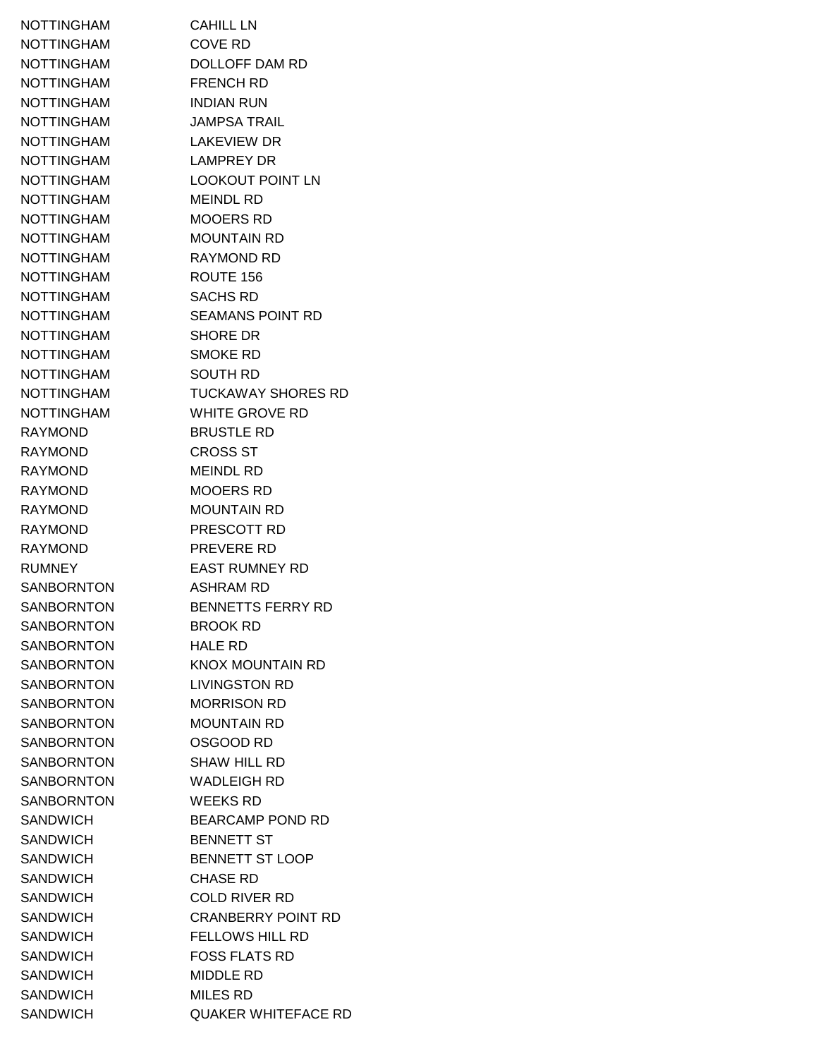| | |
|---|---|
| NOTTINGHAM | CAHILL LN |
| NOTTINGHAM | COVE RD |
| NOTTINGHAM | DOLLOFF DAM RD |
| NOTTINGHAM | FRENCH RD |
| NOTTINGHAM | INDIAN RUN |
| NOTTINGHAM | JAMPSA TRAIL |
| NOTTINGHAM | LAKEVIEW DR |
| NOTTINGHAM | LAMPREY DR |
| NOTTINGHAM | LOOKOUT POINT LN |
| NOTTINGHAM | MEINDL RD |
| NOTTINGHAM | MOOERS RD |
| NOTTINGHAM | MOUNTAIN RD |
| NOTTINGHAM | RAYMOND RD |
| NOTTINGHAM | ROUTE 156 |
| NOTTINGHAM | SACHS RD |
| NOTTINGHAM | SEAMANS POINT RD |
| NOTTINGHAM | SHORE DR |
| NOTTINGHAM | SMOKE RD |
| NOTTINGHAM | SOUTH RD |
| NOTTINGHAM | TUCKAWAY SHORES RD |
| NOTTINGHAM | WHITE GROVE RD |
| RAYMOND | BRUSTLE RD |
| RAYMOND | CROSS ST |
| RAYMOND | MEINDL RD |
| RAYMOND | MOOERS RD |
| RAYMOND | MOUNTAIN RD |
| RAYMOND | PRESCOTT RD |
| RAYMOND | PREVERE RD |
| RUMNEY | EAST RUMNEY RD |
| SANBORNTON | ASHRAM RD |
| SANBORNTON | BENNETTS FERRY RD |
| SANBORNTON | BROOK RD |
| SANBORNTON | HALE RD |
| SANBORNTON | KNOX MOUNTAIN RD |
| SANBORNTON | LIVINGSTON RD |
| SANBORNTON | MORRISON RD |
| SANBORNTON | MOUNTAIN RD |
| SANBORNTON | OSGOOD RD |
| SANBORNTON | SHAW HILL RD |
| SANBORNTON | WADLEIGH RD |
| SANBORNTON | WEEKS RD |
| SANDWICH | BEARCAMP POND RD |
| SANDWICH | BENNETT ST |
| SANDWICH | BENNETT ST LOOP |
| SANDWICH | CHASE RD |
| SANDWICH | COLD RIVER RD |
| SANDWICH | CRANBERRY POINT RD |
| SANDWICH | FELLOWS HILL RD |
| SANDWICH | FOSS FLATS RD |
| SANDWICH | MIDDLE RD |
| SANDWICH | MILES RD |
| SANDWICH | QUAKER WHITEFACE RD |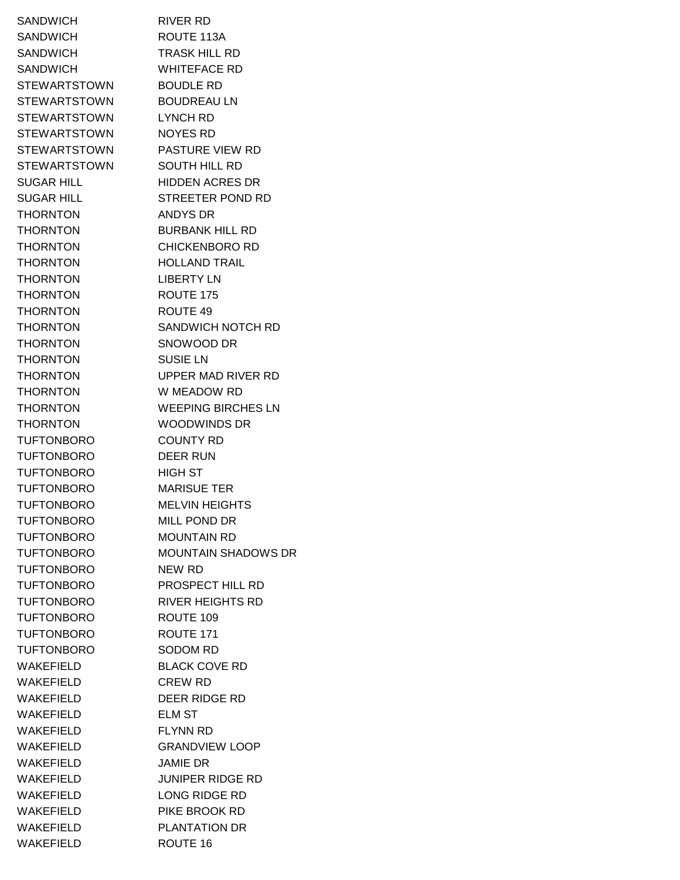| | |
|---|---|
| SANDWICH | RIVER RD |
| SANDWICH | ROUTE 113A |
| SANDWICH | TRASK HILL RD |
| SANDWICH | WHITEFACE RD |
| STEWARTSTOWN | BOUDLE RD |
| STEWARTSTOWN | BOUDREAU LN |
| STEWARTSTOWN | LYNCH RD |
| STEWARTSTOWN | NOYES RD |
| STEWARTSTOWN | PASTURE VIEW RD |
| STEWARTSTOWN | SOUTH HILL RD |
| SUGAR HILL | HIDDEN ACRES DR |
| SUGAR HILL | STREETER POND RD |
| THORNTON | ANDYS DR |
| THORNTON | BURBANK HILL RD |
| THORNTON | CHICKENBORO RD |
| THORNTON | HOLLAND TRAIL |
| THORNTON | LIBERTY LN |
| THORNTON | ROUTE 175 |
| THORNTON | ROUTE 49 |
| THORNTON | SANDWICH NOTCH RD |
| THORNTON | SNOWOOD DR |
| THORNTON | SUSIE LN |
| THORNTON | UPPER MAD RIVER RD |
| THORNTON | W MEADOW RD |
| THORNTON | WEEPING BIRCHES LN |
| THORNTON | WOODWINDS DR |
| TUFTONBORO | COUNTY RD |
| TUFTONBORO | DEER RUN |
| TUFTONBORO | HIGH ST |
| TUFTONBORO | MARISUE TER |
| TUFTONBORO | MELVIN HEIGHTS |
| TUFTONBORO | MILL POND DR |
| TUFTONBORO | MOUNTAIN RD |
| TUFTONBORO | MOUNTAIN SHADOWS DR |
| TUFTONBORO | NEW RD |
| TUFTONBORO | PROSPECT HILL RD |
| TUFTONBORO | RIVER HEIGHTS RD |
| TUFTONBORO | ROUTE 109 |
| TUFTONBORO | ROUTE 171 |
| TUFTONBORO | SODOM RD |
| WAKEFIELD | BLACK COVE RD |
| WAKEFIELD | CREW RD |
| WAKEFIELD | DEER RIDGE RD |
| WAKEFIELD | ELM ST |
| WAKEFIELD | FLYNN RD |
| WAKEFIELD | GRANDVIEW LOOP |
| WAKEFIELD | JAMIE DR |
| WAKEFIELD | JUNIPER RIDGE RD |
| WAKEFIELD | LONG RIDGE RD |
| WAKEFIELD | PIKE BROOK RD |
| WAKEFIELD | PLANTATION DR |
| WAKEFIELD | ROUTE 16 |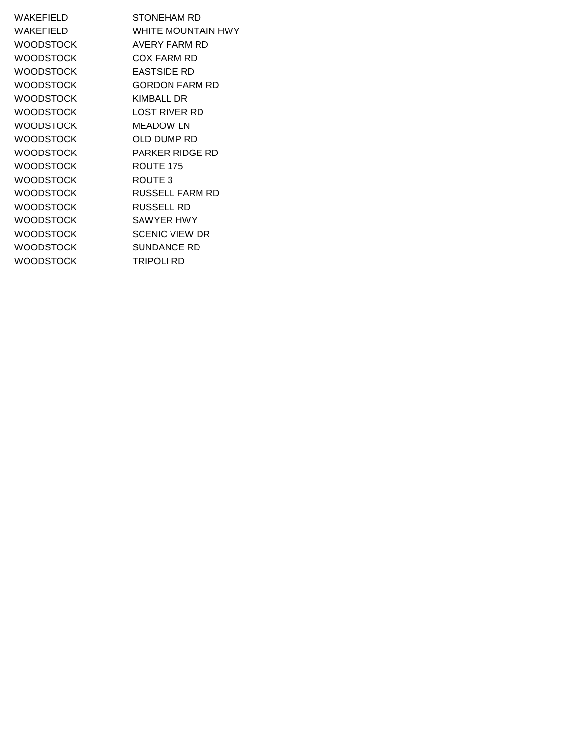| | |
|---|---|
| WAKEFIELD | STONEHAM RD |
| WAKEFIELD | WHITE MOUNTAIN HWY |
| WOODSTOCK | AVERY FARM RD |
| WOODSTOCK | COX FARM RD |
| WOODSTOCK | EASTSIDE RD |
| WOODSTOCK | GORDON FARM RD |
| WOODSTOCK | KIMBALL DR |
| WOODSTOCK | LOST RIVER RD |
| WOODSTOCK | MEADOW LN |
| WOODSTOCK | OLD DUMP RD |
| WOODSTOCK | PARKER RIDGE RD |
| WOODSTOCK | ROUTE 175 |
| WOODSTOCK | ROUTE 3 |
| WOODSTOCK | RUSSELL FARM RD |
| WOODSTOCK | RUSSELL RD |
| WOODSTOCK | SAWYER HWY |
| WOODSTOCK | SCENIC VIEW DR |
| WOODSTOCK | SUNDANCE RD |
| WOODSTOCK | TRIPOLI RD |